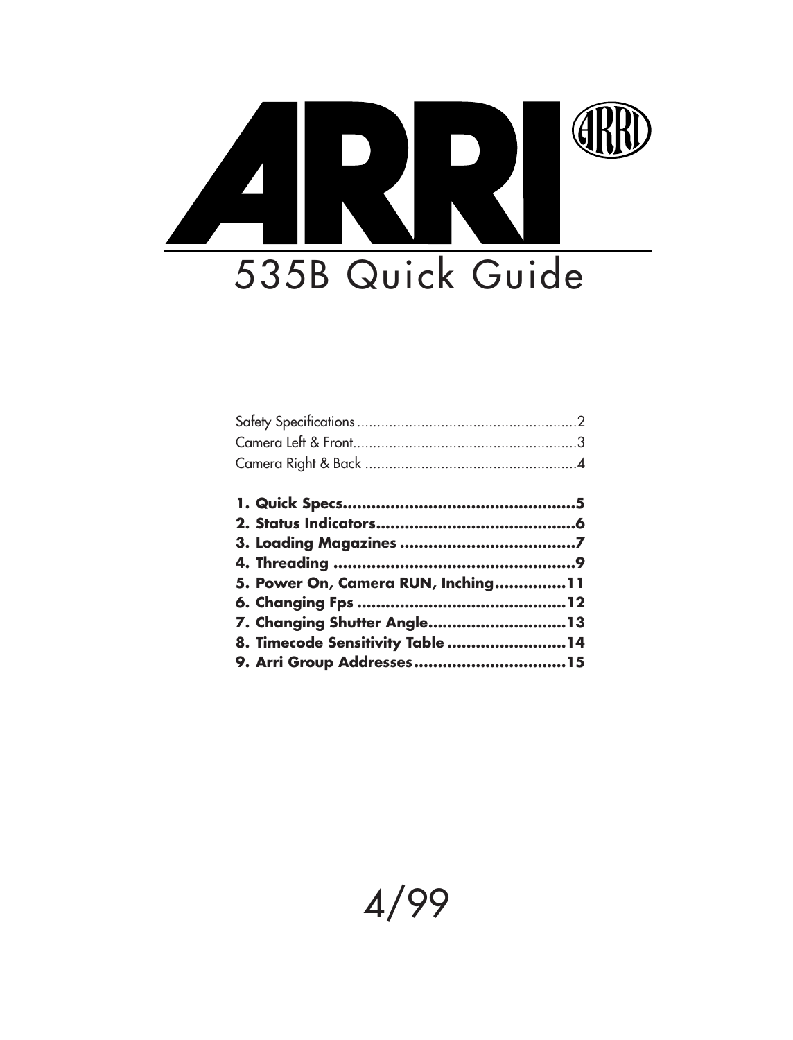# ARRI

## 535B Quick Guide

Safety Specifications .......................................................2
Camera Left & Front.......................................................3
Camera Right & Back .....................................................4

**1. Quick Specs..................................................5**
**2. Status Indicators...........................................6**
**3. Loading Magazines ......................................7**
**4. Threading ....................................................9**
**5. Power On, Camera RUN, Inching...............11**
**6. Changing Fps .............................................12**
**7. Changing Shutter Angle.............................13**
**8. Timecode Sensitivity Table .........................14**
**9. Arri Group Addresses................................15**

4/99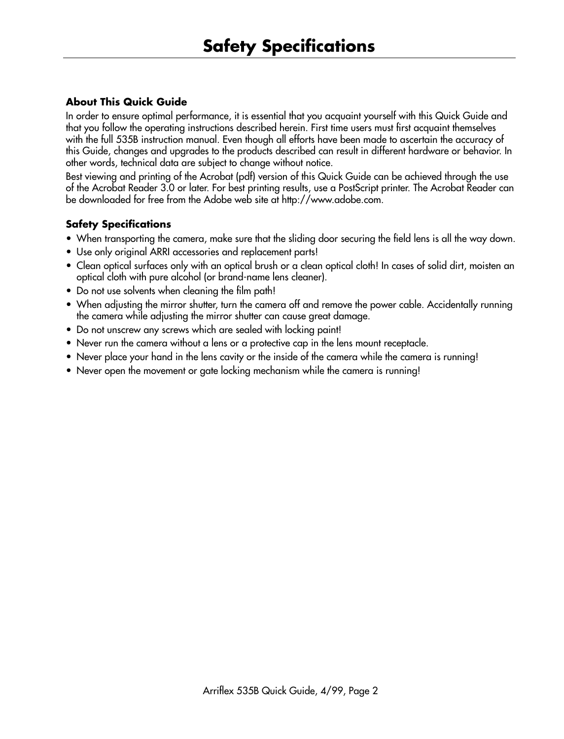# Safety Specifications

### About This Quick Guide

In order to ensure optimal performance, it is essential that you acquaint yourself with this Quick Guide and that you follow the operating instructions described herein. First time users must first acquaint themselves with the full 535B instruction manual. Even though all efforts have been made to ascertain the accuracy of this Guide, changes and upgrades to the products described can result in different hardware or behavior. In other words, technical data are subject to change without notice.

Best viewing and printing of the Acrobat (pdf) version of this Quick Guide can be achieved through the use of the Acrobat Reader 3.0 or later. For best printing results, use a PostScript printer. The Acrobat Reader can be downloaded for free from the Adobe web site at http://www.adobe.com.

### Safety Specifications

- When transporting the camera, make sure that the sliding door securing the field lens is all the way down.
- Use only original ARRI accessories and replacement parts!
- Clean optical surfaces only with an optical brush or a clean optical cloth! In cases of solid dirt, moisten an optical cloth with pure alcohol (or brand-name lens cleaner).
- Do not use solvents when cleaning the film path!
- When adjusting the mirror shutter, turn the camera off and remove the power cable. Accidentally running the camera while adjusting the mirror shutter can cause great damage.
- Do not unscrew any screws which are sealed with locking paint!
- Never run the camera without a lens or a protective cap in the lens mount receptacle.
- Never place your hand in the lens cavity or the inside of the camera while the camera is running!
- Never open the movement or gate locking mechanism while the camera is running!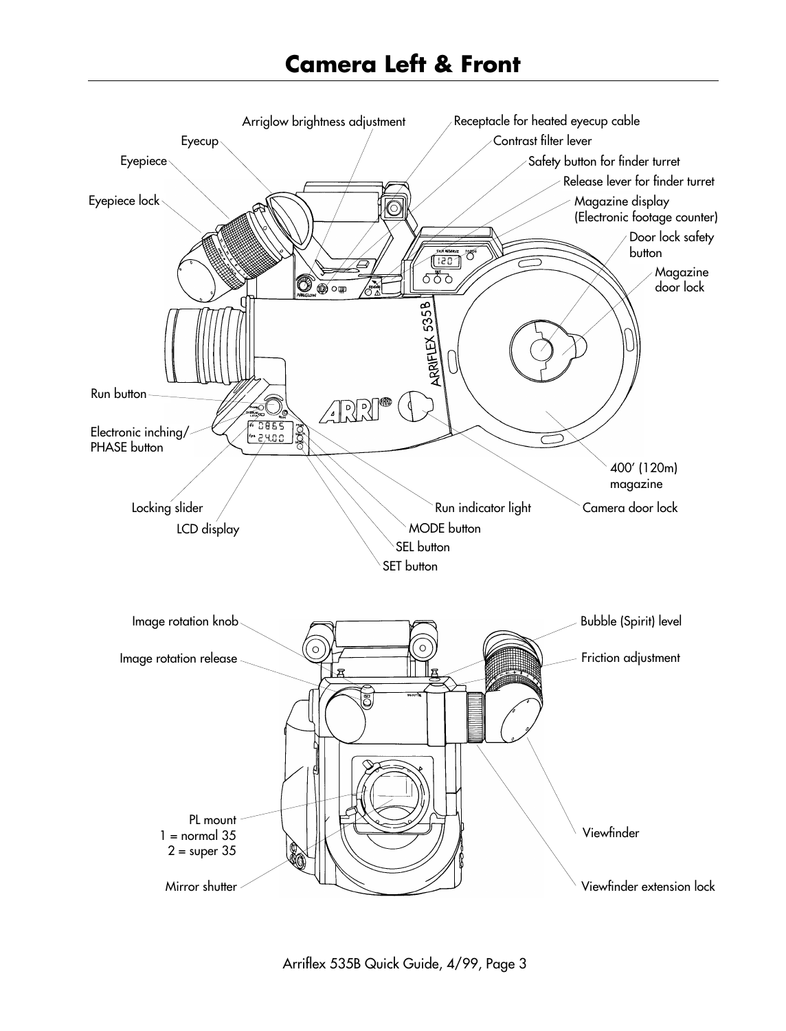# Camera Left & Front

Arriglow brightness adjustment

Receptacle for heated eyecup cable

Eyecup

Contrast filter lever

Eyepiece

Safety button for finder turret

Release lever for finder turret

Eyepiece lock

Magazine display
(Electronic footage counter)

Door lock safety button

Magazine door lock

Run button

Electronic inching/
PHASE button

400′ (120m) magazine

Locking slider

Run indicator light

Camera door lock

LCD display

MODE button

SEL button

SET button

Image rotation knob

Bubble (Spirit) level

Image rotation release

Friction adjustment

PL mount
1 = normal 35
2 = super 35

Viewfinder

Mirror shutter

Viewfinder extension lock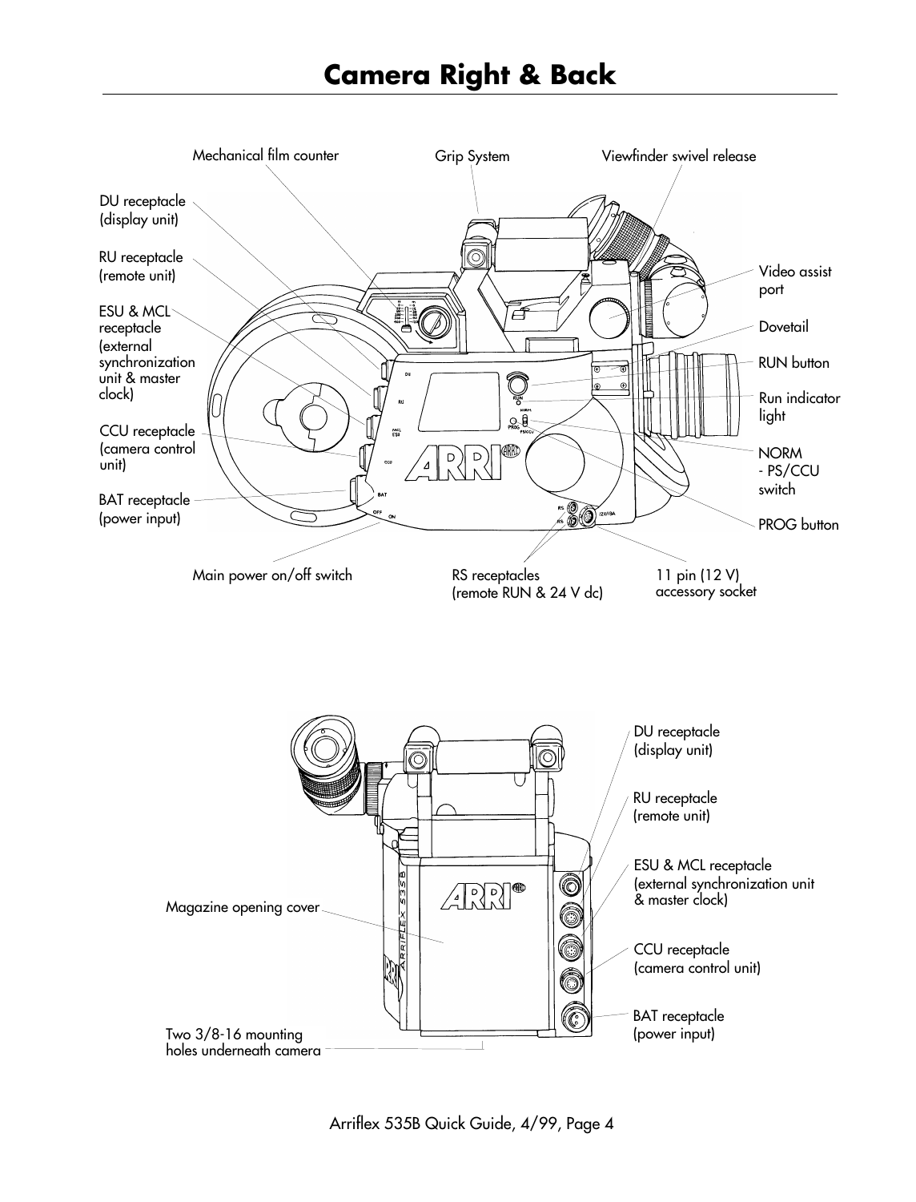# Camera Right & Back

Mechanical film counter

Grip System

Viewfinder swivel release

DU receptacle (display unit)

RU receptacle (remote unit)

ESU & MCL receptacle (external synchronization unit & master clock)

CCU receptacle (camera control unit)

BAT receptacle (power input)

Video assist port

Dovetail

RUN button

Run indicator light

NORM - PS/CCU switch

PROG button

Main power on/off switch

RS receptacles (remote RUN & 24 V dc)

11 pin (12 V) accessory socket

DU receptacle (display unit)

RU receptacle (remote unit)

ESU & MCL receptacle (external synchronization unit & master clock)

CCU receptacle (camera control unit)

BAT receptacle (power input)

Magazine opening cover

Two 3/8-16 mounting holes underneath camera

Arriflex 535B Quick Guide, 4/99, Page 4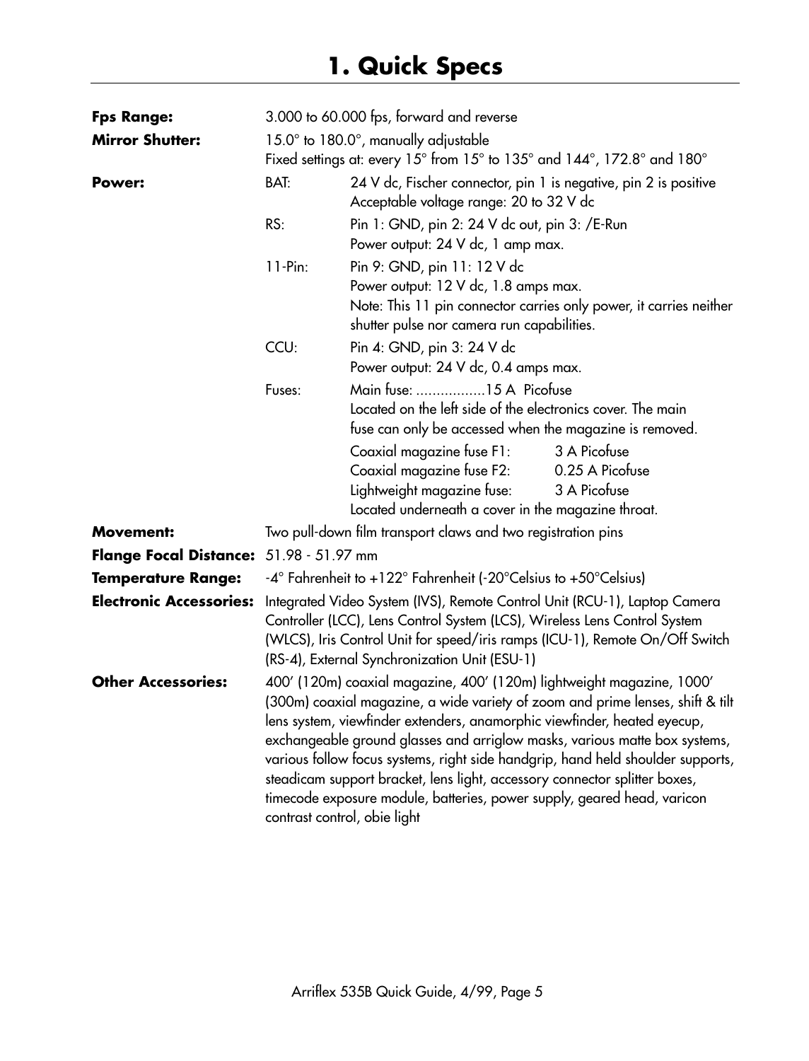# 1. Quick Specs

**Fps Range:** 3.000 to 60.000 fps, forward and reverse

**Mirror Shutter:** 15.0° to 180.0°, manually adjustable
Fixed settings at: every 15° from 15° to 135° and 144°, 172.8° and 180°

**Power:**

| | |
|---|---|
| BAT: | 24 V dc, Fischer connector, pin 1 is negative, pin 2 is positive<br>Acceptable voltage range: 20 to 32 V dc |
| RS: | Pin 1: GND, pin 2: 24 V dc out, pin 3: /E-Run<br>Power output: 24 V dc, 1 amp max. |
| 11-Pin: | Pin 9: GND, pin 11: 12 V dc<br>Power output: 12 V dc, 1.8 amps max.<br>Note: This 11 pin connector carries only power, it carries neither shutter pulse nor camera run capabilities. |
| CCU: | Pin 4: GND, pin 3: 24 V dc<br>Power output: 24 V dc, 0.4 amps max. |
| Fuses: | Main fuse: .................15 A Picofuse<br>Located on the left side of the electronics cover. The main fuse can only be accessed when the magazine is removed.<br><br>Coaxial magazine fuse F1: 3 A Picofuse<br>Coaxial magazine fuse F2: 0.25 A Picofuse<br>Lightweight magazine fuse: 3 A Picofuse<br>Located underneath a cover in the magazine throat. |

**Movement:** Two pull-down film transport claws and two registration pins

**Flange Focal Distance:** 51.98 - 51.97 mm

**Temperature Range:** -4° Fahrenheit to +122° Fahrenheit (-20°Celsius to +50°Celsius)

**Electronic Accessories:** Integrated Video System (IVS), Remote Control Unit (RCU-1), Laptop Camera Controller (LCC), Lens Control System (LCS), Wireless Lens Control System (WLCS), Iris Control Unit for speed/iris ramps (ICU-1), Remote On/Off Switch (RS-4), External Synchronization Unit (ESU-1)

**Other Accessories:** 400' (120m) coaxial magazine, 400' (120m) lightweight magazine, 1000' (300m) coaxial magazine, a wide variety of zoom and prime lenses, shift & tilt lens system, viewfinder extenders, anamorphic viewfinder, heated eyecup, exchangeable ground glasses and arriglow masks, various matte box systems, various follow focus systems, right side handgrip, hand held shoulder supports, steadicam support bracket, lens light, accessory connector splitter boxes, timecode exposure module, batteries, power supply, geared head, varicon contrast control, obie light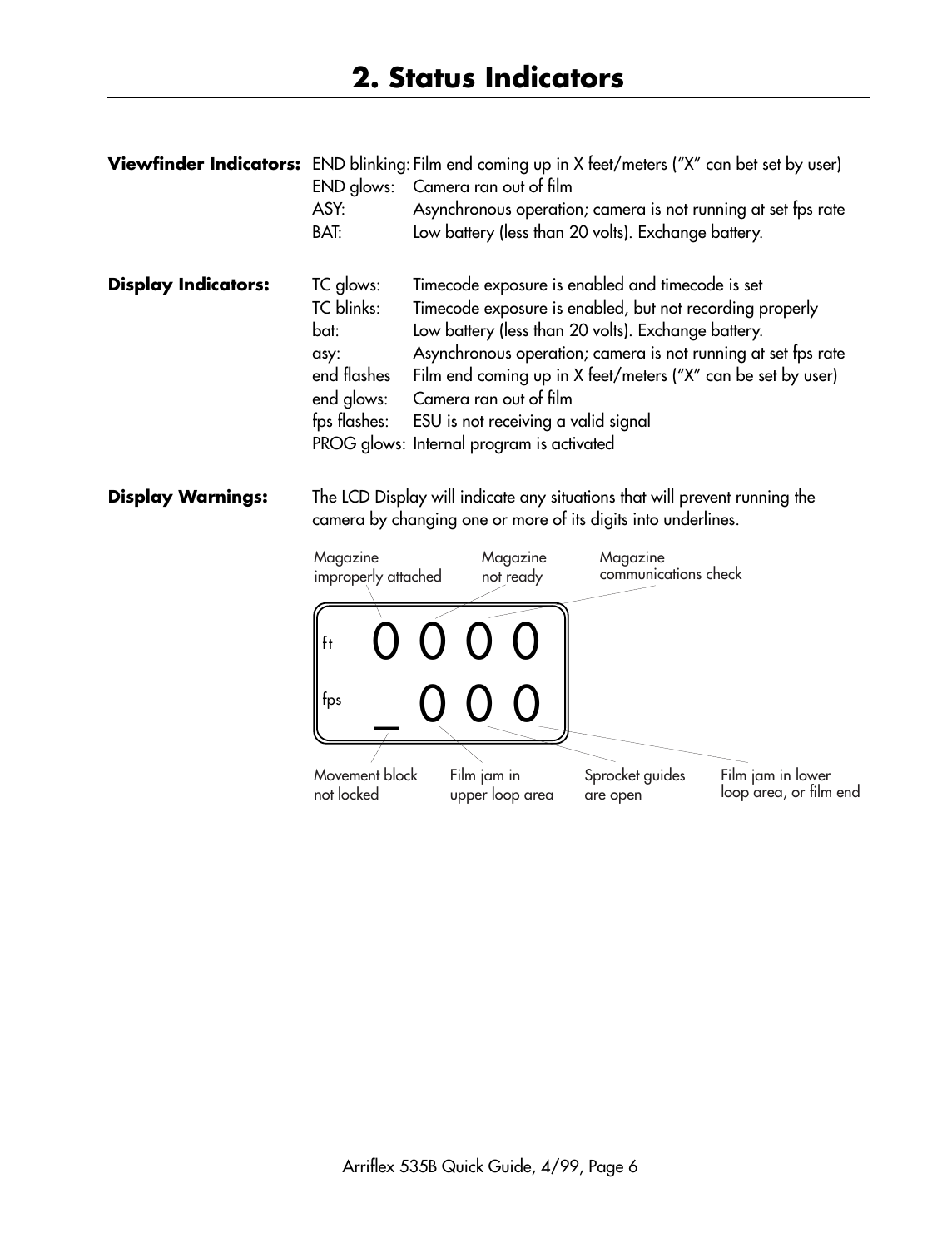# 2. Status Indicators

**Viewfinder Indicators:**

| Indicator | Meaning |
| --- | --- |
| END blinking: | Film end coming up in X feet/meters ("X" can bet set by user) |
| END glows: | Camera ran out of film |
| ASY: | Asynchronous operation; camera is not running at set fps rate |
| BAT: | Low battery (less than 20 volts). Exchange battery. |

**Display Indicators:**

| Indicator | Meaning |
| --- | --- |
| TC glows: | Timecode exposure is enabled and timecode is set |
| TC blinks: | Timecode exposure is enabled, but not recording properly |
| bat: | Low battery (less than 20 volts). Exchange battery. |
| asy: | Asynchronous operation; camera is not running at set fps rate |
| end flashes | Film end coming up in X feet/meters ("X" can be set by user) |
| end glows: | Camera ran out of film |
| fps flashes: | ESU is not receiving a valid signal |
| PROG glows: | Internal program is activated |

**Display Warnings:** The LCD Display will indicate any situations that will prevent running the camera by changing one or more of its digits into underlines.

```
Magazine              Magazine      Magazine
improperly attached   not ready     communications check

ft     0  0  0  0
fps    _  0  0  0

Movement block   Film jam in       Sprocket guides   Film jam in lower
not locked       upper loop area   are open          loop area, or film end
```

- ft row, 1st digit: Magazine improperly attached
- ft row, 2nd digit: Magazine not ready
- ft row, 3rd digit: Magazine communications check
- fps row, 1st digit: Movement block not locked
- fps row, 2nd digit: Film jam in upper loop area
- fps row, 3rd digit: Sprocket guides are open
- fps row, 4th digit: Film jam in lower loop area, or film end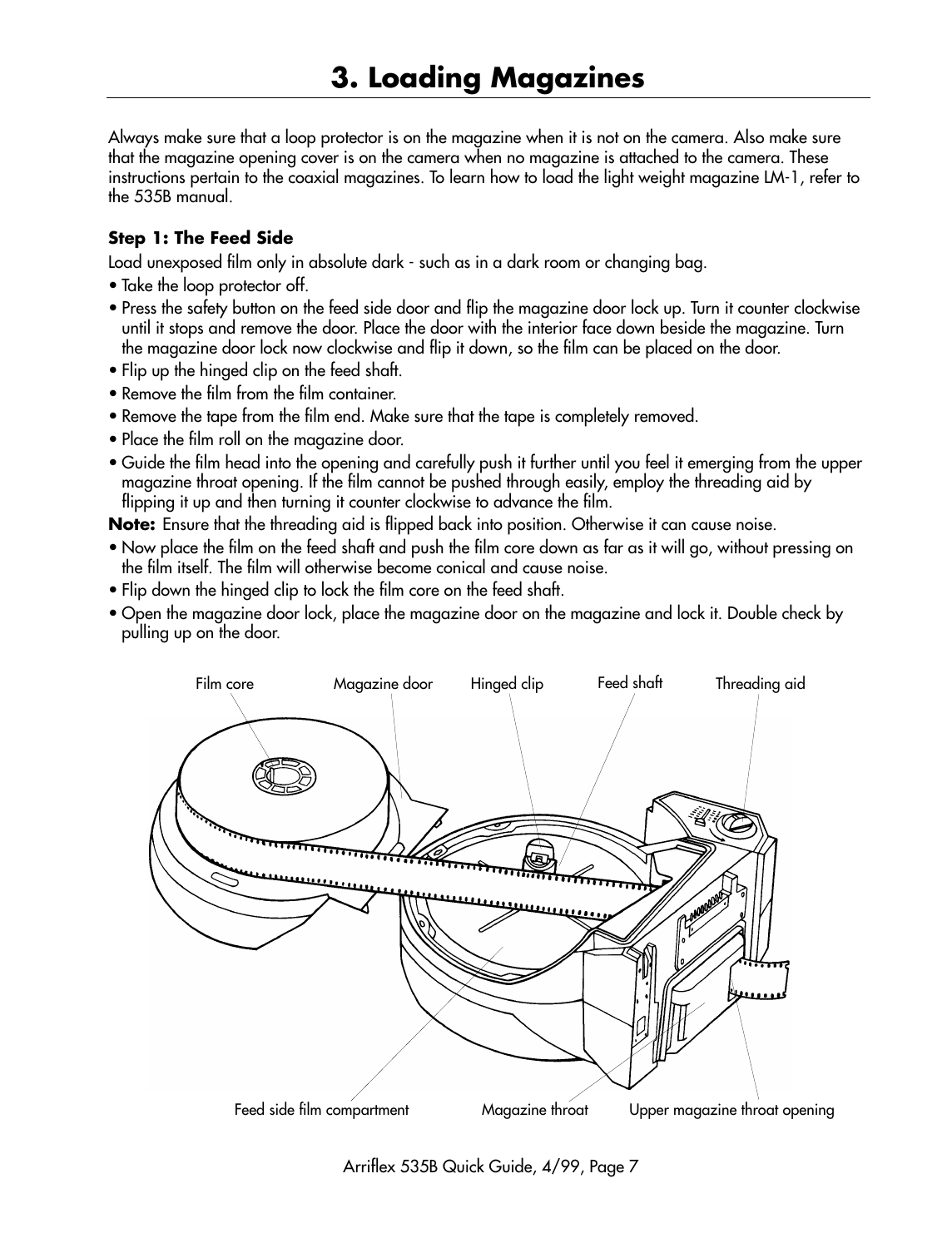# 3. Loading Magazines

Always make sure that a loop protector is on the magazine when it is not on the camera. Also make sure that the magazine opening cover is on the camera when no magazine is attached to the camera. These instructions pertain to the coaxial magazines. To learn how to load the light weight magazine LM-1, refer to the 535B manual.

**Step 1: The Feed Side**

Load unexposed film only in absolute dark - such as in a dark room or changing bag.

- Take the loop protector off.
- Press the safety button on the feed side door and flip the magazine door lock up. Turn it counter clockwise until it stops and remove the door. Place the door with the interior face down beside the magazine. Turn the magazine door lock now clockwise and flip it down, so the film can be placed on the door.
- Flip up the hinged clip on the feed shaft.
- Remove the film from the film container.
- Remove the tape from the film end. Make sure that the tape is completely removed.
- Place the film roll on the magazine door.
- Guide the film head into the opening and carefully push it further until you feel it emerging from the upper magazine throat opening. If the film cannot be pushed through easily, employ the threading aid by flipping it up and then turning it counter clockwise to advance the film.

**Note:** Ensure that the threading aid is flipped back into position. Otherwise it can cause noise.

- Now place the film on the feed shaft and push the film core down as far as it will go, without pressing on the film itself. The film will otherwise become conical and cause noise.
- Flip down the hinged clip to lock the film core on the feed shaft.
- Open the magazine door lock, place the magazine door on the magazine and lock it. Double check by pulling up on the door.

Film core · Magazine door · Hinged clip · Feed shaft · Threading aid · Feed side film compartment · Magazine throat · Upper magazine throat opening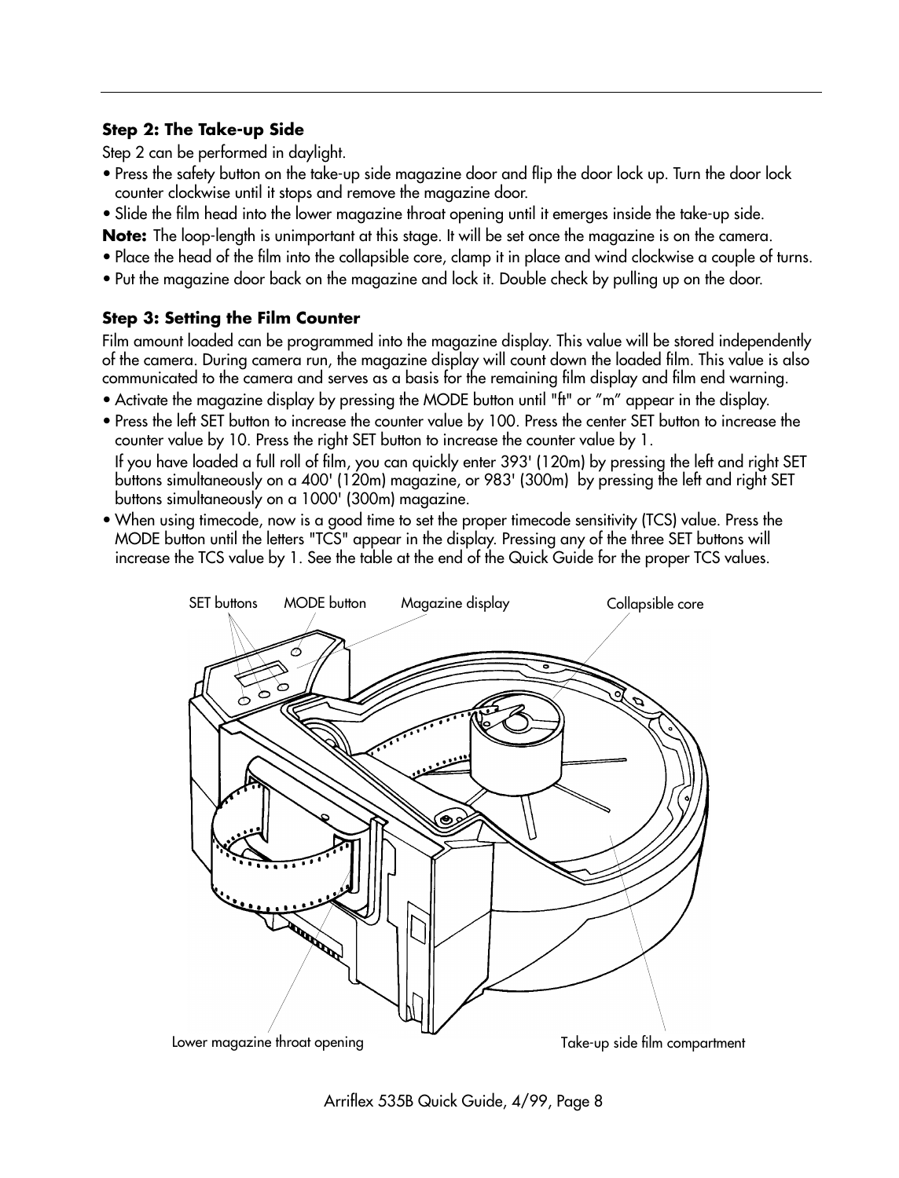### Step 2: The Take-up Side

Step 2 can be performed in daylight.

- Press the safety button on the take-up side magazine door and flip the door lock up. Turn the door lock counter clockwise until it stops and remove the magazine door.
- Slide the film head into the lower magazine throat opening until it emerges inside the take-up side.

**Note:** The loop-length is unimportant at this stage. It will be set once the magazine is on the camera.

- Place the head of the film into the collapsible core, clamp it in place and wind clockwise a couple of turns.
- Put the magazine door back on the magazine and lock it. Double check by pulling up on the door.

### Step 3: Setting the Film Counter

Film amount loaded can be programmed into the magazine display. This value will be stored independently of the camera. During camera run, the magazine display will count down the loaded film. This value is also communicated to the camera and serves as a basis for the remaining film display and film end warning.

- Activate the magazine display by pressing the MODE button until "ft" or "m" appear in the display.
- Press the left SET button to increase the counter value by 100. Press the center SET button to increase the counter value by 10. Press the right SET button to increase the counter value by 1.
  If you have loaded a full roll of film, you can quickly enter 393' (120m) by pressing the left and right SET buttons simultaneously on a 400' (120m) magazine, or 983' (300m) by pressing the left and right SET buttons simultaneously on a 1000' (300m) magazine.
- When using timecode, now is a good time to set the proper timecode sensitivity (TCS) value. Press the MODE button until the letters "TCS" appear in the display. Pressing any of the three SET buttons will increase the TCS value by 1. See the table at the end of the Quick Guide for the proper TCS values.

SET buttons | MODE button | Magazine display | Collapsible core | Lower magazine throat opening | Take-up side film compartment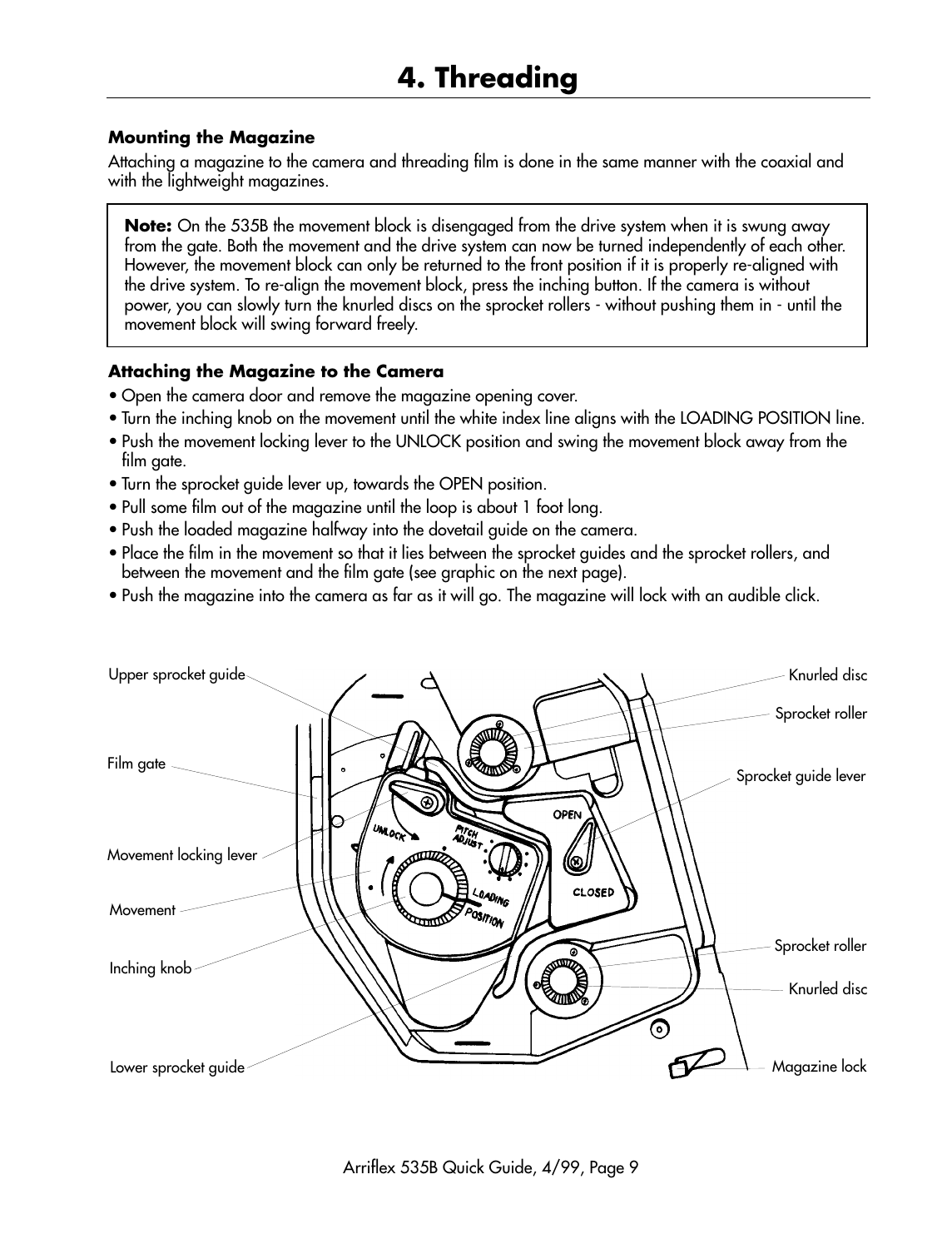# 4. Threading

### Mounting the Magazine

Attaching a magazine to the camera and threading film is done in the same manner with the coaxial and with the lightweight magazines.

> **Note:** On the 535B the movement block is disengaged from the drive system when it is swung away from the gate. Both the movement and the drive system can now be turned independently of each other. However, the movement block can only be returned to the front position if it is properly re-aligned with the drive system. To re-align the movement block, press the inching button. If the camera is without power, you can slowly turn the knurled discs on the sprocket rollers - without pushing them in - until the movement block will swing forward freely.

### Attaching the Magazine to the Camera

- Open the camera door and remove the magazine opening cover.
- Turn the inching knob on the movement until the white index line aligns with the LOADING POSITION line.
- Push the movement locking lever to the UNLOCK position and swing the movement block away from the film gate.
- Turn the sprocket guide lever up, towards the OPEN position.
- Pull some film out of the magazine until the loop is about 1 foot long.
- Push the loaded magazine halfway into the dovetail guide on the camera.
- Place the film in the movement so that it lies between the sprocket guides and the sprocket rollers, and between the movement and the film gate (see graphic on the next page).
- Push the magazine into the camera as far as it will go. The magazine will lock with an audible click.

Upper sprocket guide
Film gate
Movement locking lever
Movement
Inching knob
Lower sprocket guide
Knurled disc
Sprocket roller
Sprocket guide lever
Sprocket roller
Knurled disc
Magazine lock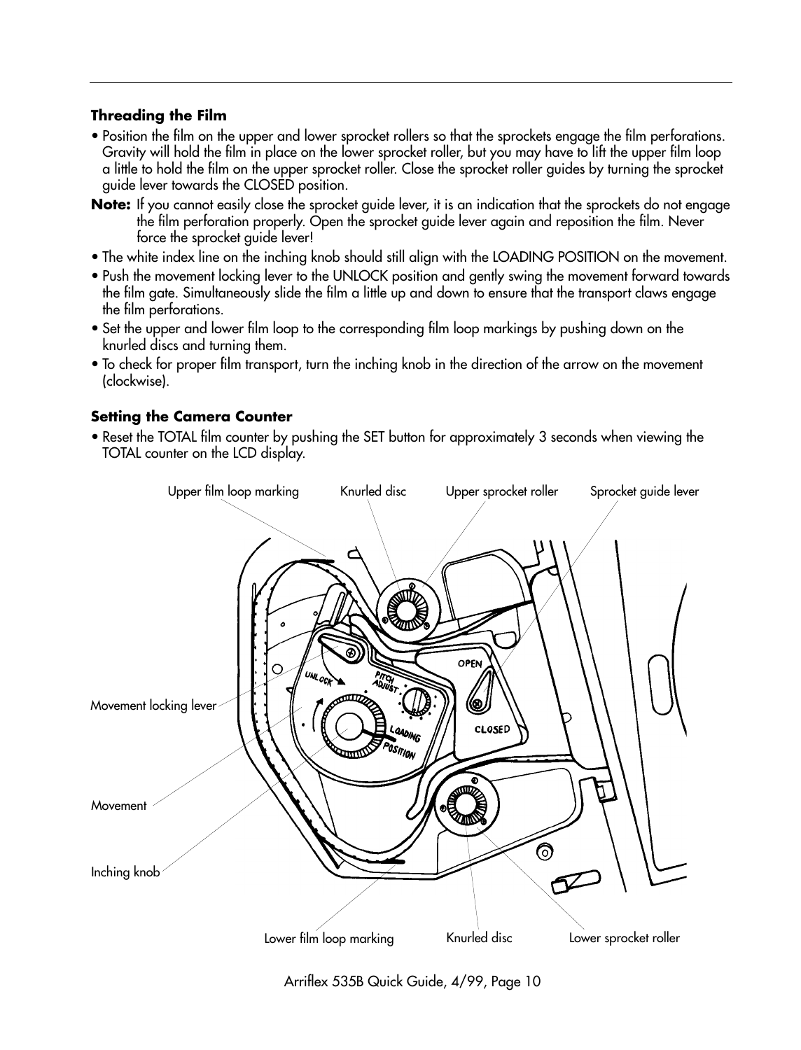### Threading the Film

- Position the film on the upper and lower sprocket rollers so that the sprockets engage the film perforations. Gravity will hold the film in place on the lower sprocket roller, but you may have to lift the upper film loop a little to hold the film on the upper sprocket roller. Close the sprocket roller guides by turning the sprocket guide lever towards the CLOSED position.

**Note:** If you cannot easily close the sprocket guide lever, it is an indication that the sprockets do not engage the film perforation properly. Open the sprocket guide lever again and reposition the film. Never force the sprocket guide lever!

- The white index line on the inching knob should still align with the LOADING POSITION on the movement.
- Push the movement locking lever to the UNLOCK position and gently swing the movement forward towards the film gate. Simultaneously slide the film a little up and down to ensure that the transport claws engage the film perforations.
- Set the upper and lower film loop to the corresponding film loop markings by pushing down on the knurled discs and turning them.
- To check for proper film transport, turn the inching knob in the direction of the arrow on the movement (clockwise).

### Setting the Camera Counter

- Reset the TOTAL film counter by pushing the SET button for approximately 3 seconds when viewing the TOTAL counter on the LCD display.

Upper film loop marking · Knurled disc · Upper sprocket roller · Sprocket guide lever · Movement locking lever · Movement · Inching knob · Lower film loop marking · Knurled disc · Lower sprocket roller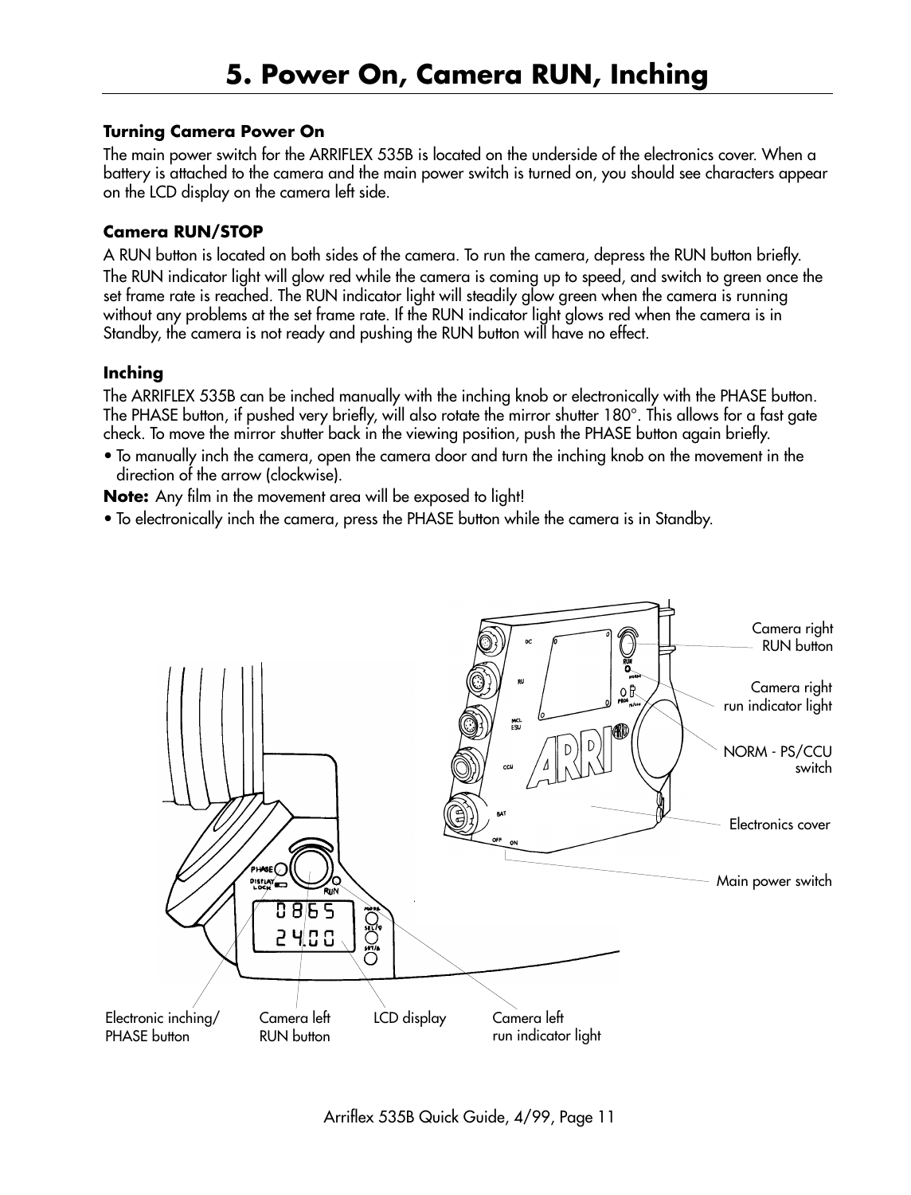# 5. Power On, Camera RUN, Inching

### Turning Camera Power On

The main power switch for the ARRIFLEX 535B is located on the underside of the electronics cover. When a battery is attached to the camera and the main power switch is turned on, you should see characters appear on the LCD display on the camera left side.

### Camera RUN/STOP

A RUN button is located on both sides of the camera. To run the camera, depress the RUN button briefly. The RUN indicator light will glow red while the camera is coming up to speed, and switch to green once the set frame rate is reached. The RUN indicator light will steadily glow green when the camera is running without any problems at the set frame rate. If the RUN indicator light glows red when the camera is in Standby, the camera is not ready and pushing the RUN button will have no effect.

### Inching

The ARRIFLEX 535B can be inched manually with the inching knob or electronically with the PHASE button. The PHASE button, if pushed very briefly, will also rotate the mirror shutter 180°. This allows for a fast gate check. To move the mirror shutter back in the viewing position, push the PHASE button again briefly.

- To manually inch the camera, open the camera door and turn the inching knob on the movement in the direction of the arrow (clockwise).

**Note:** Any film in the movement area will be exposed to light!

- To electronically inch the camera, press the PHASE button while the camera is in Standby.

Camera right RUN button

Camera right run indicator light

NORM - PS/CCU switch

Electronics cover

Main power switch

Electronic inching/ PHASE button

Camera left RUN button

LCD display

Camera left run indicator light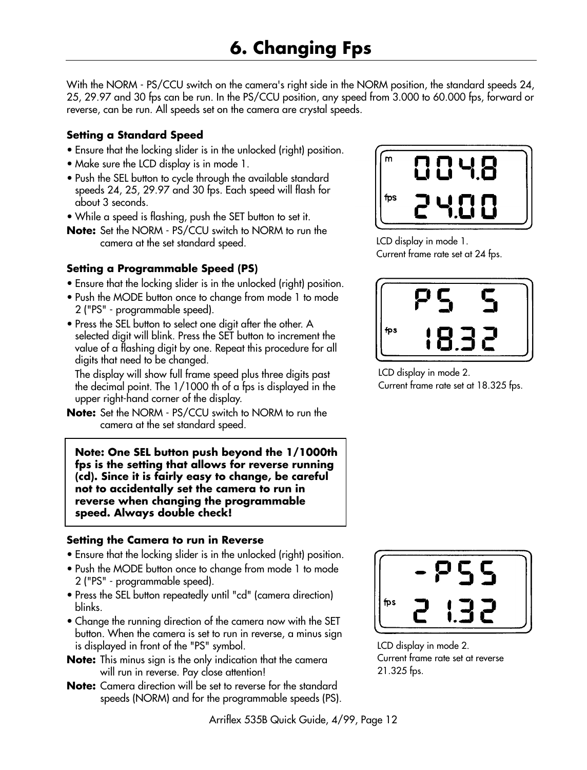# 6. Changing Fps

With the NORM - PS/CCU switch on the camera's right side in the NORM position, the standard speeds 24, 25, 29.97 and 30 fps can be run. In the PS/CCU position, any speed from 3.000 to 60.000 fps, forward or reverse, can be run. All speeds set on the camera are crystal speeds.

### Setting a Standard Speed

- Ensure that the locking slider is in the unlocked (right) position.
- Make sure the LCD display is in mode 1.
- Push the SEL button to cycle through the available standard speeds 24, 25, 29.97 and 30 fps. Each speed will flash for about 3 seconds.
- While a speed is flashing, push the SET button to set it.

**Note:** Set the NORM - PS/CCU switch to NORM to run the camera at the set standard speed.

LCD display in mode 1.
Current frame rate set at 24 fps.

### Setting a Programmable Speed (PS)

- Ensure that the locking slider is in the unlocked (right) position.
- Push the MODE button once to change from mode 1 to mode 2 ("PS" - programmable speed).
- Press the SEL button to select one digit after the other. A selected digit will blink. Press the SET button to increment the value of a flashing digit by one. Repeat this procedure for all digits that need to be changed.

  The display will show full frame speed plus three digits past the decimal point. The 1/1000 th of a fps is displayed in the upper right-hand corner of the display.

**Note:** Set the NORM - PS/CCU switch to NORM to run the camera at the set standard speed.

LCD display in mode 2.
Current frame rate set at 18.325 fps.

**Note: One SEL button push beyond the 1/1000th fps is the setting that allows for reverse running (cd). Since it is fairly easy to change, be careful not to accidentally set the camera to run in reverse when changing the programmable speed. Always double check!**

### Setting the Camera to run in Reverse

- Ensure that the locking slider is in the unlocked (right) position.
- Push the MODE button once to change from mode 1 to mode 2 ("PS" - programmable speed).
- Press the SEL button repeatedly until "cd" (camera direction) blinks.
- Change the running direction of the camera now with the SET button. When the camera is set to run in reverse, a minus sign is displayed in front of the "PS" symbol.

**Note:** This minus sign is the only indication that the camera will run in reverse. Pay close attention!

**Note:** Camera direction will be set to reverse for the standard speeds (NORM) and for the programmable speeds (PS).

LCD display in mode 2.
Current frame rate set at reverse 21.325 fps.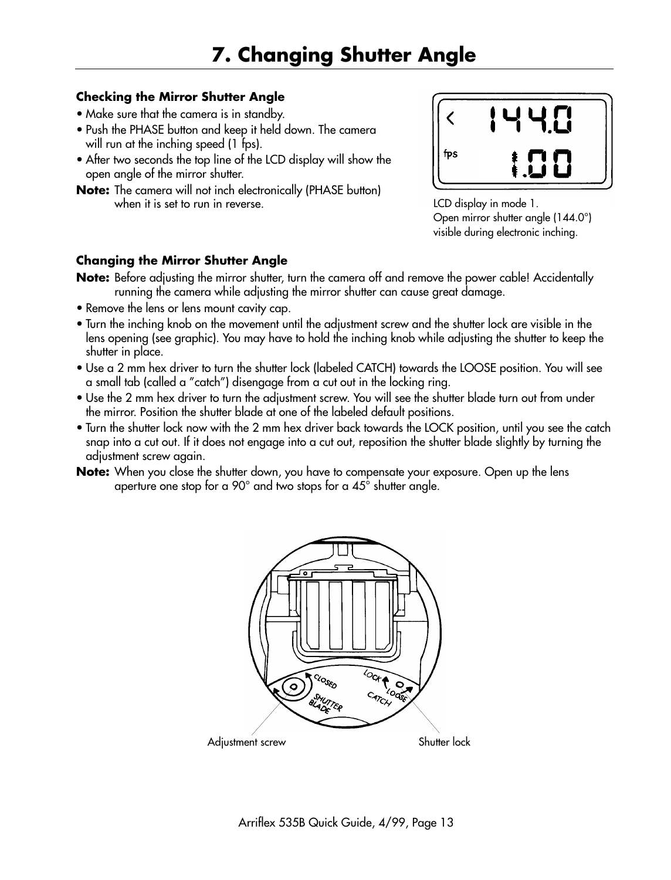# 7. Changing Shutter Angle

### Checking the Mirror Shutter Angle

- Make sure that the camera is in standby.
- Push the PHASE button and keep it held down. The camera will run at the inching speed (1 fps).
- After two seconds the top line of the LCD display will show the open angle of the mirror shutter.

**Note:** The camera will not inch electronically (PHASE button) when it is set to run in reverse.

LCD display in mode 1.
Open mirror shutter angle (144.0°) visible during electronic inching.

### Changing the Mirror Shutter Angle

**Note:** Before adjusting the mirror shutter, turn the camera off and remove the power cable! Accidentally running the camera while adjusting the mirror shutter can cause great damage.

- Remove the lens or lens mount cavity cap.
- Turn the inching knob on the movement until the adjustment screw and the shutter lock are visible in the lens opening (see graphic). You may have to hold the inching knob while adjusting the shutter to keep the shutter in place.
- Use a 2 mm hex driver to turn the shutter lock (labeled CATCH) towards the LOOSE position. You will see a small tab (called a "catch") disengage from a cut out in the locking ring.
- Use the 2 mm hex driver to turn the adjustment screw. You will see the shutter blade turn out from under the mirror. Position the shutter blade at one of the labeled default positions.
- Turn the shutter lock now with the 2 mm hex driver back towards the LOCK position, until you see the catch snap into a cut out. If it does not engage into a cut out, reposition the shutter blade slightly by turning the adjustment screw again.

**Note:** When you close the shutter down, you have to compensate your exposure. Open up the lens aperture one stop for a 90° and two stops for a 45° shutter angle.

Adjustment screw

Shutter lock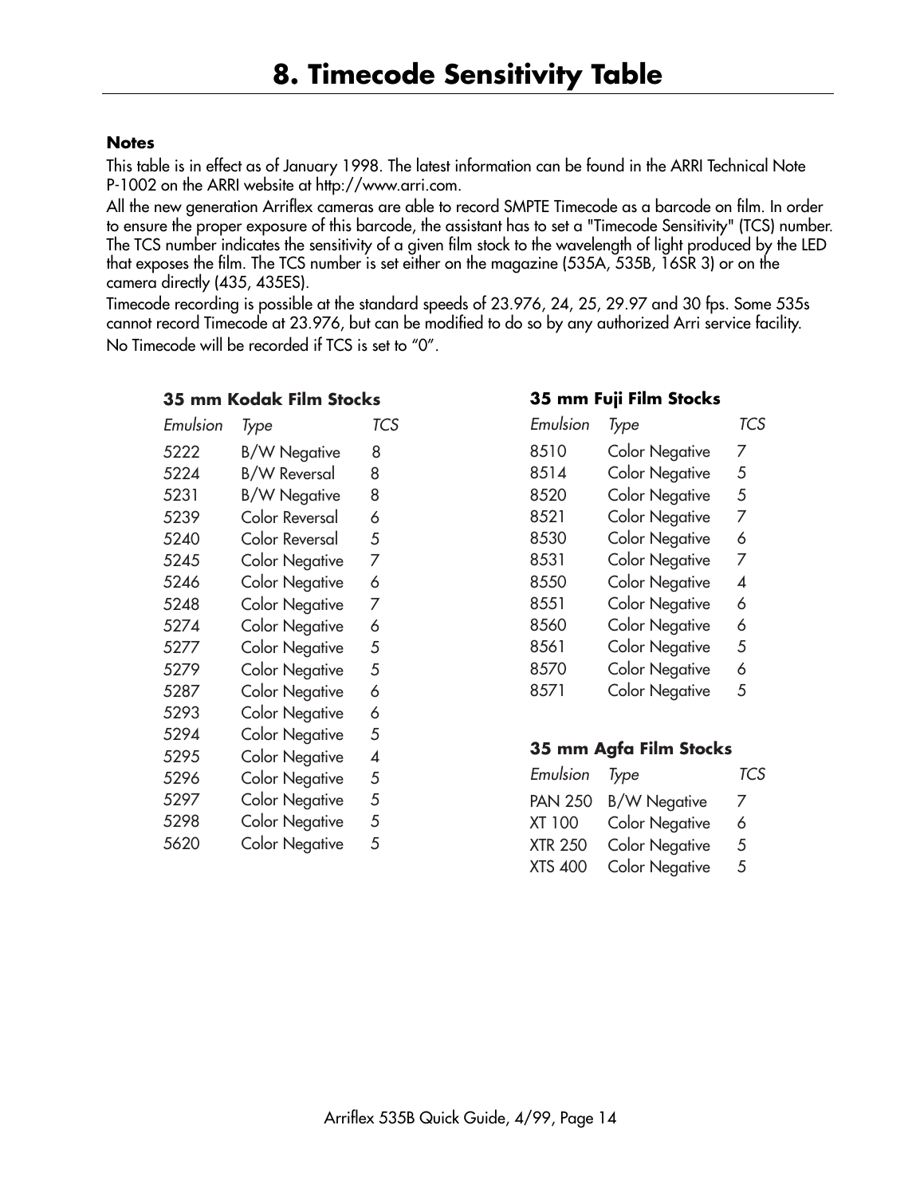# 8. Timecode Sensitivity Table

**Notes**

This table is in effect as of January 1998. The latest information can be found in the ARRI Technical Note P-1002 on the ARRI website at http://www.arri.com.

All the new generation Arriflex cameras are able to record SMPTE Timecode as a barcode on film. In order to ensure the proper exposure of this barcode, the assistant has to set a "Timecode Sensitivity" (TCS) number. The TCS number indicates the sensitivity of a given film stock to the wavelength of light produced by the LED that exposes the film. The TCS number is set either on the magazine (535A, 535B, 16SR 3) or on the camera directly (435, 435ES).

Timecode recording is possible at the standard speeds of 23.976, 24, 25, 29.97 and 30 fps. Some 535s cannot record Timecode at 23.976, but can be modified to do so by any authorized Arri service facility.

No Timecode will be recorded if TCS is set to "0".

**35 mm Kodak Film Stocks**

| *Emulsion* | *Type* | *TCS* |
|---|---|---|
| 5222 | B/W Negative | 8 |
| 5224 | B/W Reversal | 8 |
| 5231 | B/W Negative | 8 |
| 5239 | Color Reversal | 6 |
| 5240 | Color Reversal | 5 |
| 5245 | Color Negative | 7 |
| 5246 | Color Negative | 6 |
| 5248 | Color Negative | 7 |
| 5274 | Color Negative | 6 |
| 5277 | Color Negative | 5 |
| 5279 | Color Negative | 5 |
| 5287 | Color Negative | 6 |
| 5293 | Color Negative | 6 |
| 5294 | Color Negative | 5 |
| 5295 | Color Negative | 4 |
| 5296 | Color Negative | 5 |
| 5297 | Color Negative | 5 |
| 5298 | Color Negative | 5 |
| 5620 | Color Negative | 5 |

**35 mm Fuji Film Stocks**

| *Emulsion* | *Type* | *TCS* |
|---|---|---|
| 8510 | Color Negative | 7 |
| 8514 | Color Negative | 5 |
| 8520 | Color Negative | 5 |
| 8521 | Color Negative | 7 |
| 8530 | Color Negative | 6 |
| 8531 | Color Negative | 7 |
| 8550 | Color Negative | 4 |
| 8551 | Color Negative | 6 |
| 8560 | Color Negative | 6 |
| 8561 | Color Negative | 5 |
| 8570 | Color Negative | 6 |
| 8571 | Color Negative | 5 |

**35 mm Agfa Film Stocks**

| *Emulsion* | *Type* | *TCS* |
|---|---|---|
| PAN 250 | B/W Negative | 7 |
| XT 100 | Color Negative | 6 |
| XTR 250 | Color Negative | 5 |
| XTS 400 | Color Negative | 5 |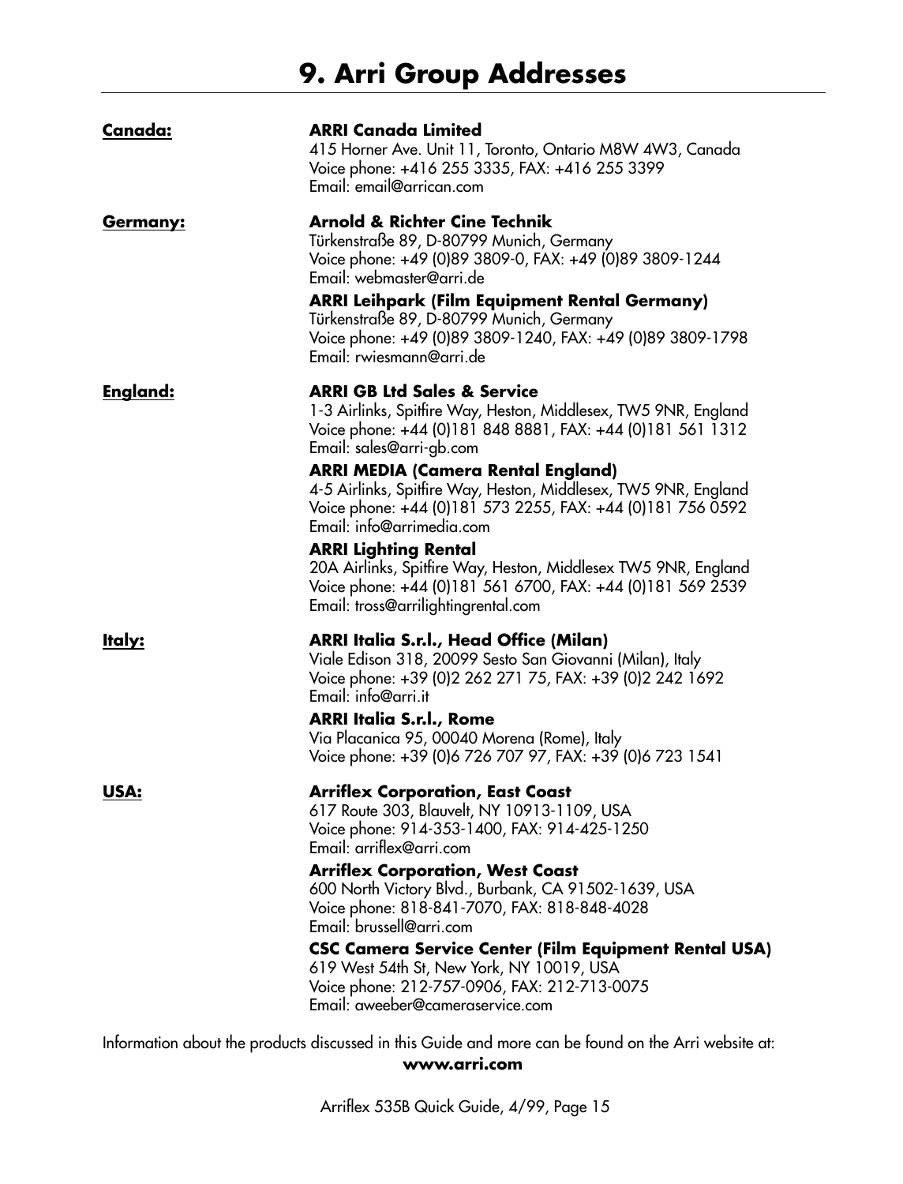# 9. Arri Group Addresses

**Canada:**

**ARRI Canada Limited**
415 Horner Ave. Unit 11, Toronto, Ontario M8W 4W3, Canada
Voice phone: +416 255 3335, FAX: +416 255 3399
Email: email@arrican.com

**Germany:**

**Arnold & Richter Cine Technik**
Türkenstraße 89, D-80799 Munich, Germany
Voice phone: +49 (0)89 3809-0, FAX: +49 (0)89 3809-1244
Email: webmaster@arri.de

**ARRI Leihpark (Film Equipment Rental Germany)**
Türkenstraße 89, D-80799 Munich, Germany
Voice phone: +49 (0)89 3809-1240, FAX: +49 (0)89 3809-1798
Email: rwiesmann@arri.de

**England:**

**ARRI GB Ltd Sales & Service**
1-3 Airlinks, Spitfire Way, Heston, Middlesex, TW5 9NR, England
Voice phone: +44 (0)181 848 8881, FAX: +44 (0)181 561 1312
Email: sales@arri-gb.com

**ARRI MEDIA (Camera Rental England)**
4-5 Airlinks, Spitfire Way, Heston, Middlesex, TW5 9NR, England
Voice phone: +44 (0)181 573 2255, FAX: +44 (0)181 756 0592
Email: info@arrimedia.com

**ARRI Lighting Rental**
20A Airlinks, Spitfire Way, Heston, Middlesex TW5 9NR, England
Voice phone: +44 (0)181 561 6700, FAX: +44 (0)181 569 2539
Email: tross@arrilightingrental.com

**Italy:**

**ARRI Italia S.r.l., Head Office (Milan)**
Viale Edison 318, 20099 Sesto San Giovanni (Milan), Italy
Voice phone: +39 (0)2 262 271 75, FAX: +39 (0)2 242 1692
Email: info@arri.it

**ARRI Italia S.r.l., Rome**
Via Placanica 95, 00040 Morena (Rome), Italy
Voice phone: +39 (0)6 726 707 97, FAX: +39 (0)6 723 1541

**USA:**

**Arriflex Corporation, East Coast**
617 Route 303, Blauvelt, NY 10913-1109, USA
Voice phone: 914-353-1400, FAX: 914-425-1250
Email: arriflex@arri.com

**Arriflex Corporation, West Coast**
600 North Victory Blvd., Burbank, CA 91502-1639, USA
Voice phone: 818-841-7070, FAX: 818-848-4028
Email: brussell@arri.com

**CSC Camera Service Center (Film Equipment Rental USA)**
619 West 54th St, New York, NY 10019, USA
Voice phone: 212-757-0906, FAX: 212-713-0075
Email: aweeber@cameraservice.com

Information about the products discussed in this Guide and more can be found on the Arri website at:

**www.arri.com**